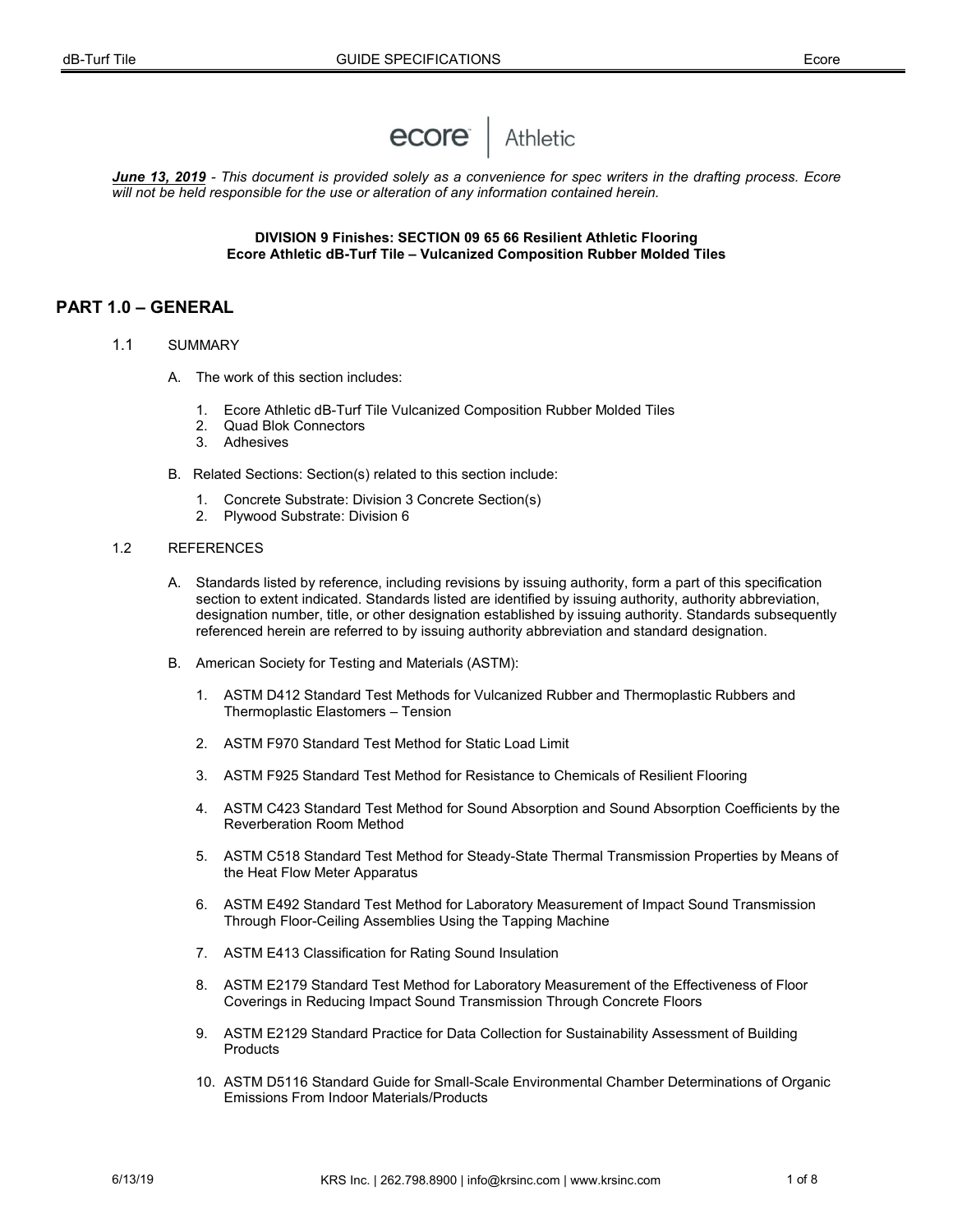ecore | Athletic

***June 13, 2019*** *- This document is provided solely as a convenience for spec writers in the drafting process. Ecore will not be held responsible for the use or alteration of any information contained herein.*

**DIVISION 9 Finishes: SECTION 09 65 66 Resilient Athletic Flooring**
**Ecore Athletic dB-Turf Tile – Vulcanized Composition Rubber Molded Tiles**

## PART 1.0 – GENERAL

1.1 SUMMARY

A. The work of this section includes:

1. Ecore Athletic dB-Turf Tile Vulcanized Composition Rubber Molded Tiles
2. Quad Blok Connectors
3. Adhesives

B. Related Sections: Section(s) related to this section include:

1. Concrete Substrate: Division 3 Concrete Section(s)
2. Plywood Substrate: Division 6

1.2 REFERENCES

A. Standards listed by reference, including revisions by issuing authority, form a part of this specification section to extent indicated. Standards listed are identified by issuing authority, authority abbreviation, designation number, title, or other designation established by issuing authority. Standards subsequently referenced herein are referred to by issuing authority abbreviation and standard designation.

B. American Society for Testing and Materials (ASTM):

1. ASTM D412 Standard Test Methods for Vulcanized Rubber and Thermoplastic Rubbers and Thermoplastic Elastomers – Tension

2. ASTM F970 Standard Test Method for Static Load Limit

3. ASTM F925 Standard Test Method for Resistance to Chemicals of Resilient Flooring

4. ASTM C423 Standard Test Method for Sound Absorption and Sound Absorption Coefficients by the Reverberation Room Method

5. ASTM C518 Standard Test Method for Steady-State Thermal Transmission Properties by Means of the Heat Flow Meter Apparatus

6. ASTM E492 Standard Test Method for Laboratory Measurement of Impact Sound Transmission Through Floor-Ceiling Assemblies Using the Tapping Machine

7. ASTM E413 Classification for Rating Sound Insulation

8. ASTM E2179 Standard Test Method for Laboratory Measurement of the Effectiveness of Floor Coverings in Reducing Impact Sound Transmission Through Concrete Floors

9. ASTM E2129 Standard Practice for Data Collection for Sustainability Assessment of Building Products

10. ASTM D5116 Standard Guide for Small-Scale Environmental Chamber Determinations of Organic Emissions From Indoor Materials/Products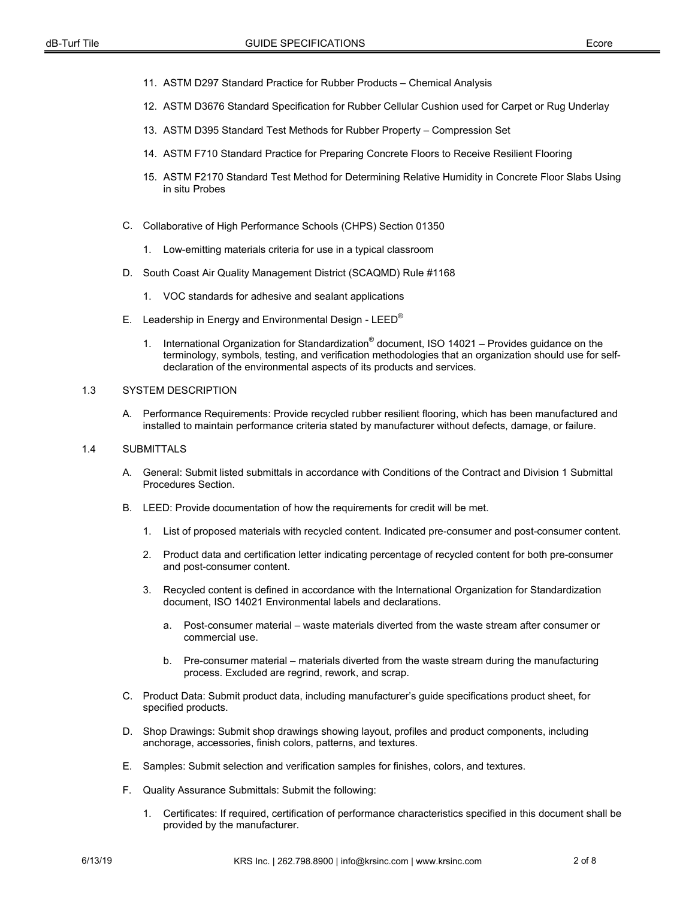11. ASTM D297 Standard Practice for Rubber Products – Chemical Analysis

12. ASTM D3676 Standard Specification for Rubber Cellular Cushion used for Carpet or Rug Underlay

13. ASTM D395 Standard Test Methods for Rubber Property – Compression Set

14. ASTM F710 Standard Practice for Preparing Concrete Floors to Receive Resilient Flooring

15. ASTM F2170 Standard Test Method for Determining Relative Humidity in Concrete Floor Slabs Using in situ Probes

C. Collaborative of High Performance Schools (CHPS) Section 01350

   1. Low-emitting materials criteria for use in a typical classroom

D. South Coast Air Quality Management District (SCAQMD) Rule #1168

   1. VOC standards for adhesive and sealant applications

E. Leadership in Energy and Environmental Design - LEED®

   1. International Organization for Standardization® document, ISO 14021 – Provides guidance on the terminology, symbols, testing, and verification methodologies that an organization should use for self-declaration of the environmental aspects of its products and services.

## 1.3 SYSTEM DESCRIPTION

A. Performance Requirements: Provide recycled rubber resilient flooring, which has been manufactured and installed to maintain performance criteria stated by manufacturer without defects, damage, or failure.

## 1.4 SUBMITTALS

A. General: Submit listed submittals in accordance with Conditions of the Contract and Division 1 Submittal Procedures Section.

B. LEED: Provide documentation of how the requirements for credit will be met.

   1. List of proposed materials with recycled content. Indicated pre-consumer and post-consumer content.

   2. Product data and certification letter indicating percentage of recycled content for both pre-consumer and post-consumer content.

   3. Recycled content is defined in accordance with the International Organization for Standardization document, ISO 14021 Environmental labels and declarations.

      a. Post-consumer material – waste materials diverted from the waste stream after consumer or commercial use.

      b. Pre-consumer material – materials diverted from the waste stream during the manufacturing process. Excluded are regrind, rework, and scrap.

C. Product Data: Submit product data, including manufacturer's guide specifications product sheet, for specified products.

D. Shop Drawings: Submit shop drawings showing layout, profiles and product components, including anchorage, accessories, finish colors, patterns, and textures.

E. Samples: Submit selection and verification samples for finishes, colors, and textures.

F. Quality Assurance Submittals: Submit the following:

   1. Certificates: If required, certification of performance characteristics specified in this document shall be provided by the manufacturer.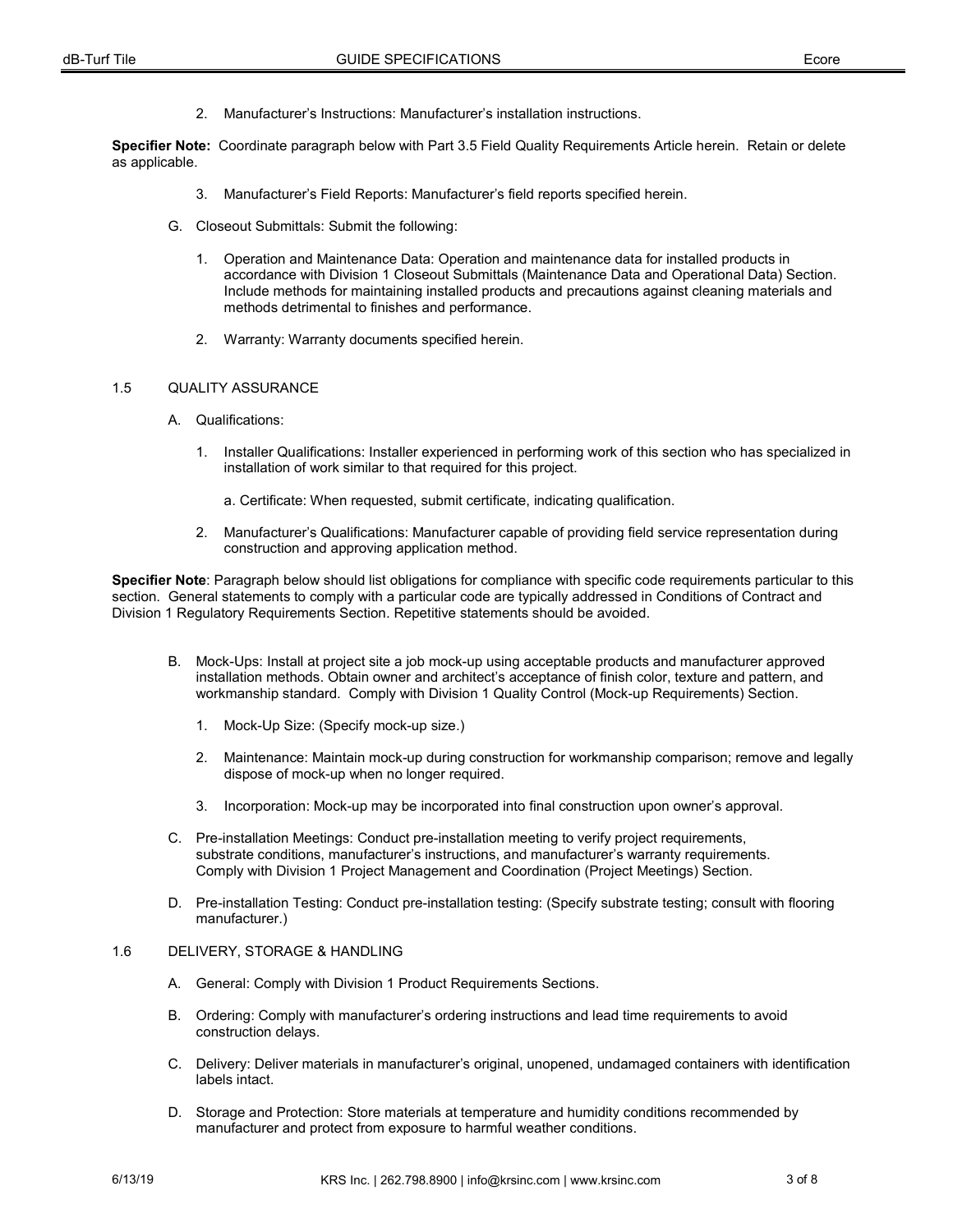2. Manufacturer's Instructions: Manufacturer's installation instructions.

**Specifier Note:** Coordinate paragraph below with Part 3.5 Field Quality Requirements Article herein. Retain or delete as applicable.

3. Manufacturer's Field Reports: Manufacturer's field reports specified herein.

G. Closeout Submittals: Submit the following:

1. Operation and Maintenance Data: Operation and maintenance data for installed products in accordance with Division 1 Closeout Submittals (Maintenance Data and Operational Data) Section. Include methods for maintaining installed products and precautions against cleaning materials and methods detrimental to finishes and performance.

2. Warranty: Warranty documents specified herein.

## 1.5 QUALITY ASSURANCE

A. Qualifications:

1. Installer Qualifications: Installer experienced in performing work of this section who has specialized in installation of work similar to that required for this project.

   a. Certificate: When requested, submit certificate, indicating qualification.

2. Manufacturer's Qualifications: Manufacturer capable of providing field service representation during construction and approving application method.

**Specifier Note**: Paragraph below should list obligations for compliance with specific code requirements particular to this section. General statements to comply with a particular code are typically addressed in Conditions of Contract and Division 1 Regulatory Requirements Section. Repetitive statements should be avoided.

B. Mock-Ups: Install at project site a job mock-up using acceptable products and manufacturer approved installation methods. Obtain owner and architect's acceptance of finish color, texture and pattern, and workmanship standard. Comply with Division 1 Quality Control (Mock-up Requirements) Section.

1. Mock-Up Size: (Specify mock-up size.)

2. Maintenance: Maintain mock-up during construction for workmanship comparison; remove and legally dispose of mock-up when no longer required.

3. Incorporation: Mock-up may be incorporated into final construction upon owner's approval.

C. Pre-installation Meetings: Conduct pre-installation meeting to verify project requirements, substrate conditions, manufacturer's instructions, and manufacturer's warranty requirements. Comply with Division 1 Project Management and Coordination (Project Meetings) Section.

D. Pre-installation Testing: Conduct pre-installation testing: (Specify substrate testing; consult with flooring manufacturer.)

## 1.6 DELIVERY, STORAGE & HANDLING

A. General: Comply with Division 1 Product Requirements Sections.

B. Ordering: Comply with manufacturer's ordering instructions and lead time requirements to avoid construction delays.

C. Delivery: Deliver materials in manufacturer's original, unopened, undamaged containers with identification labels intact.

D. Storage and Protection: Store materials at temperature and humidity conditions recommended by manufacturer and protect from exposure to harmful weather conditions.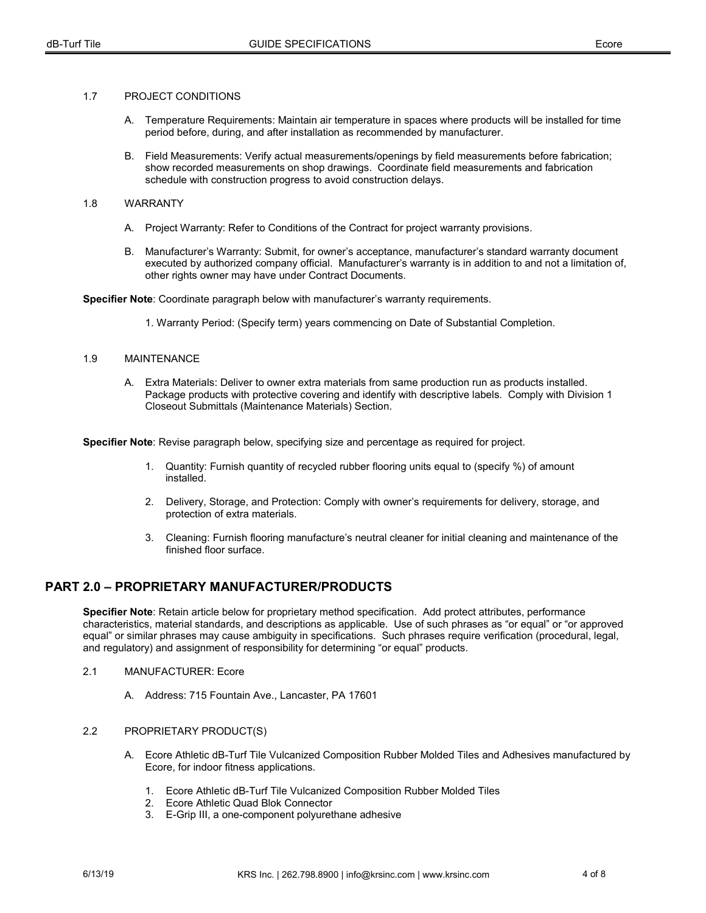1.7 PROJECT CONDITIONS

A. Temperature Requirements: Maintain air temperature in spaces where products will be installed for time period before, during, and after installation as recommended by manufacturer.

B. Field Measurements: Verify actual measurements/openings by field measurements before fabrication; show recorded measurements on shop drawings. Coordinate field measurements and fabrication schedule with construction progress to avoid construction delays.

1.8 WARRANTY

A. Project Warranty: Refer to Conditions of the Contract for project warranty provisions.

B. Manufacturer's Warranty: Submit, for owner's acceptance, manufacturer's standard warranty document executed by authorized company official. Manufacturer's warranty is in addition to and not a limitation of, other rights owner may have under Contract Documents.

**Specifier Note**: Coordinate paragraph below with manufacturer's warranty requirements.

1. Warranty Period: (Specify term) years commencing on Date of Substantial Completion.

1.9 MAINTENANCE

A. Extra Materials: Deliver to owner extra materials from same production run as products installed. Package products with protective covering and identify with descriptive labels. Comply with Division 1 Closeout Submittals (Maintenance Materials) Section.

**Specifier Note**: Revise paragraph below, specifying size and percentage as required for project.

1. Quantity: Furnish quantity of recycled rubber flooring units equal to (specify %) of amount installed.
2. Delivery, Storage, and Protection: Comply with owner's requirements for delivery, storage, and protection of extra materials.
3. Cleaning: Furnish flooring manufacture's neutral cleaner for initial cleaning and maintenance of the finished floor surface.

## PART 2.0 – PROPRIETARY MANUFACTURER/PRODUCTS

**Specifier Note**: Retain article below for proprietary method specification. Add protect attributes, performance characteristics, material standards, and descriptions as applicable. Use of such phrases as "or equal" or "or approved equal" or similar phrases may cause ambiguity in specifications. Such phrases require verification (procedural, legal, and regulatory) and assignment of responsibility for determining "or equal" products.

2.1 MANUFACTURER: Ecore

A. Address: 715 Fountain Ave., Lancaster, PA 17601

2.2 PROPRIETARY PRODUCT(S)

A. Ecore Athletic dB-Turf Tile Vulcanized Composition Rubber Molded Tiles and Adhesives manufactured by Ecore, for indoor fitness applications.

1. Ecore Athletic dB-Turf Tile Vulcanized Composition Rubber Molded Tiles
2. Ecore Athletic Quad Blok Connector
3. E-Grip III, a one-component polyurethane adhesive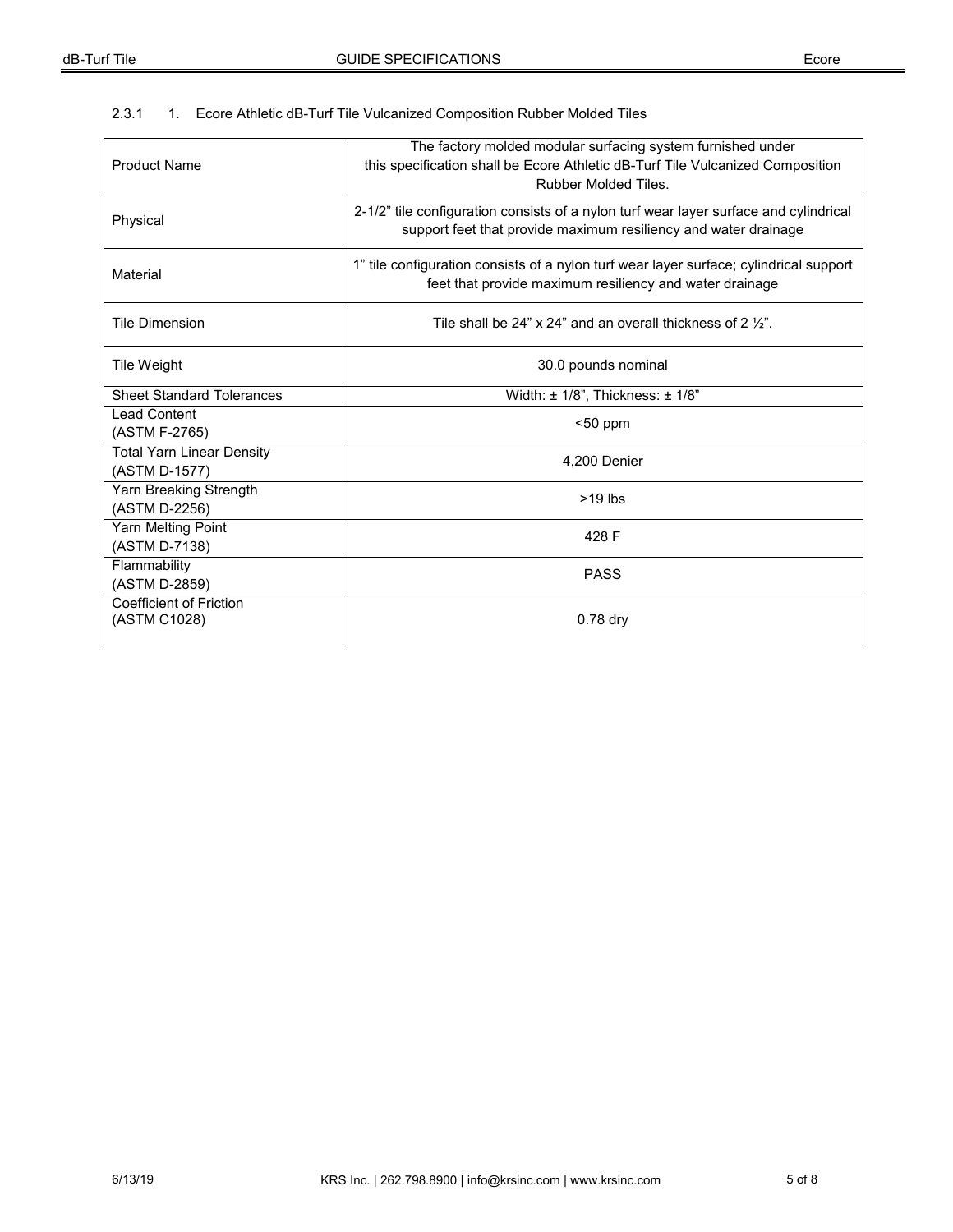2.3.1 1. Ecore Athletic dB-Turf Tile Vulcanized Composition Rubber Molded Tiles

| | |
|---|---|
| Product Name | The factory molded modular surfacing system furnished under this specification shall be Ecore Athletic dB-Turf Tile Vulcanized Composition Rubber Molded Tiles. |
| Physical | 2-1/2" tile configuration consists of a nylon turf wear layer surface and cylindrical support feet that provide maximum resiliency and water drainage |
| Material | 1" tile configuration consists of a nylon turf wear layer surface; cylindrical support feet that provide maximum resiliency and water drainage |
| Tile Dimension | Tile shall be 24" x 24" and an overall thickness of 2 ½". |
| Tile Weight | 30.0 pounds nominal |
| Sheet Standard Tolerances | Width: ± 1/8", Thickness: ± 1/8" |
| Lead Content (ASTM F-2765) | <50 ppm |
| Total Yarn Linear Density (ASTM D-1577) | 4,200 Denier |
| Yarn Breaking Strength (ASTM D-2256) | >19 lbs |
| Yarn Melting Point (ASTM D-7138) | 428 F |
| Flammability (ASTM D-2859) | PASS |
| Coefficient of Friction (ASTM C1028) | 0.78 dry |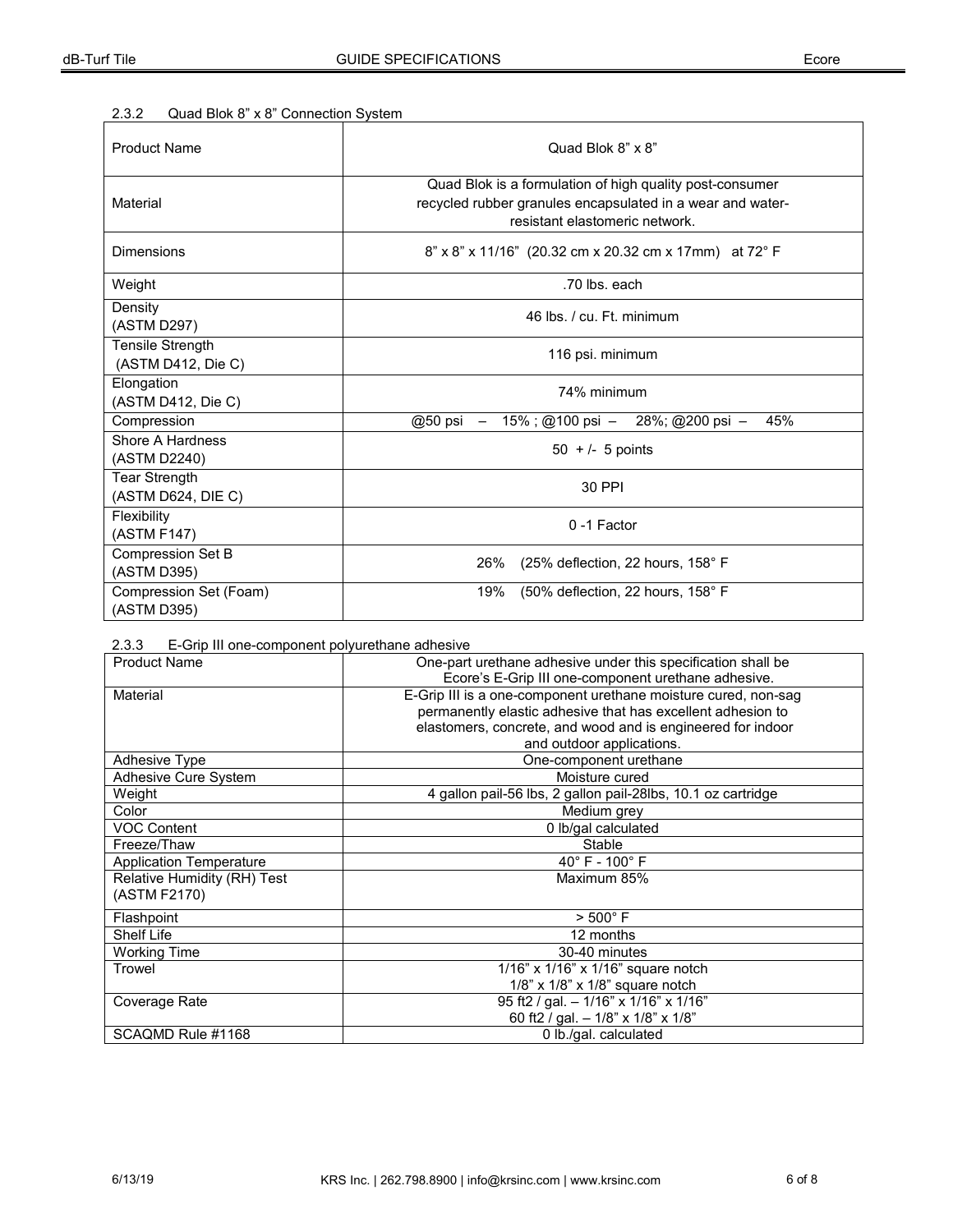2.3.2 Quad Blok 8" x 8" Connection System

| Product Name | Quad Blok 8" x 8" |
|---|---|
| Material | Quad Blok is a formulation of high quality post-consumer recycled rubber granules encapsulated in a wear and water-resistant elastomeric network. |
| Dimensions | 8" x 8" x 11/16" (20.32 cm x 20.32 cm x 17mm) at 72° F |
| Weight | .70 lbs. each |
| Density (ASTM D297) | 46 lbs. / cu. Ft. minimum |
| Tensile Strength (ASTM D412, Die C) | 116 psi. minimum |
| Elongation (ASTM D412, Die C) | 74% minimum |
| Compression | @50 psi – 15% ; @100 psi – 28%; @200 psi – 45% |
| Shore A Hardness (ASTM D2240) | 50 + /- 5 points |
| Tear Strength (ASTM D624, DIE C) | 30 PPI |
| Flexibility (ASTM F147) | 0 -1 Factor |
| Compression Set B (ASTM D395) | 26% (25% deflection, 22 hours, 158° F |
| Compression Set (Foam) (ASTM D395) | 19% (50% deflection, 22 hours, 158° F |

2.3.3 E-Grip III one-component polyurethane adhesive

| Product Name | One-part urethane adhesive under this specification shall be Ecore's E-Grip III one-component urethane adhesive. |
|---|---|
| Material | E-Grip III is a one-component urethane moisture cured, non-sag permanently elastic adhesive that has excellent adhesion to elastomers, concrete, and wood and is engineered for indoor and outdoor applications. |
| Adhesive Type | One-component urethane |
| Adhesive Cure System | Moisture cured |
| Weight | 4 gallon pail-56 lbs, 2 gallon pail-28lbs, 10.1 oz cartridge |
| Color | Medium grey |
| VOC Content | 0 lb/gal calculated |
| Freeze/Thaw | Stable |
| Application Temperature | 40° F - 100° F |
| Relative Humidity (RH) Test (ASTM F2170) | Maximum 85% |
| Flashpoint | > 500° F |
| Shelf Life | 12 months |
| Working Time | 30-40 minutes |
| Trowel | 1/16" x 1/16" x 1/16" square notch<br>1/8" x 1/8" x 1/8" square notch |
| Coverage Rate | 95 ft2 / gal. – 1/16" x 1/16" x 1/16"<br>60 ft2 / gal. – 1/8" x 1/8" x 1/8" |
| SCAQMD Rule #1168 | 0 lb./gal. calculated |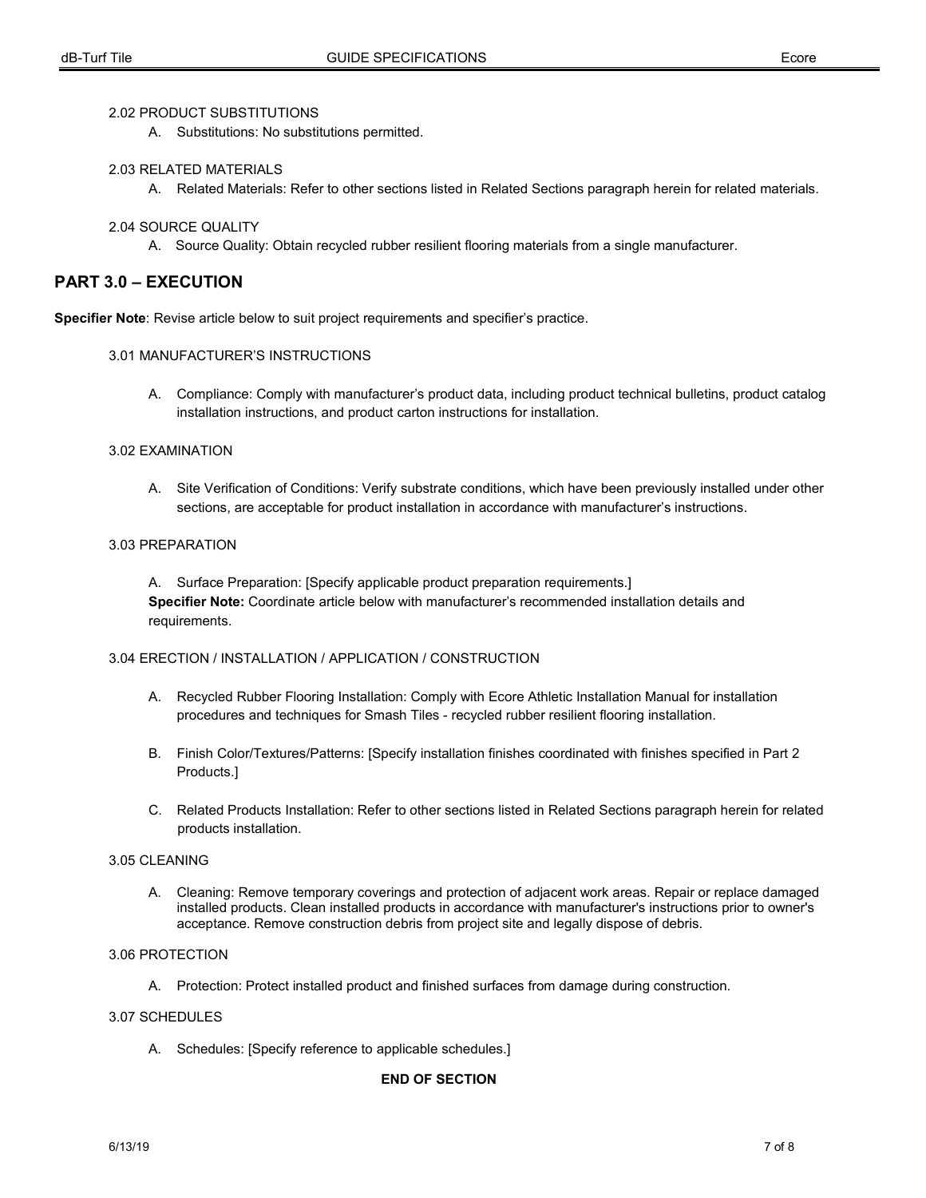2.02 PRODUCT SUBSTITUTIONS

A. Substitutions: No substitutions permitted.

2.03 RELATED MATERIALS

A. Related Materials: Refer to other sections listed in Related Sections paragraph herein for related materials.

2.04 SOURCE QUALITY

A. Source Quality: Obtain recycled rubber resilient flooring materials from a single manufacturer.

## PART 3.0 – EXECUTION

**Specifier Note**: Revise article below to suit project requirements and specifier's practice.

3.01 MANUFACTURER'S INSTRUCTIONS

A. Compliance: Comply with manufacturer's product data, including product technical bulletins, product catalog installation instructions, and product carton instructions for installation.

3.02 EXAMINATION

A. Site Verification of Conditions: Verify substrate conditions, which have been previously installed under other sections, are acceptable for product installation in accordance with manufacturer's instructions.

3.03 PREPARATION

A. Surface Preparation: [Specify applicable product preparation requirements.]

**Specifier Note:** Coordinate article below with manufacturer's recommended installation details and requirements.

3.04 ERECTION / INSTALLATION / APPLICATION / CONSTRUCTION

A. Recycled Rubber Flooring Installation: Comply with Ecore Athletic Installation Manual for installation procedures and techniques for Smash Tiles - recycled rubber resilient flooring installation.

B. Finish Color/Textures/Patterns: [Specify installation finishes coordinated with finishes specified in Part 2 Products.]

C. Related Products Installation: Refer to other sections listed in Related Sections paragraph herein for related products installation.

3.05 CLEANING

A. Cleaning: Remove temporary coverings and protection of adjacent work areas. Repair or replace damaged installed products. Clean installed products in accordance with manufacturer's instructions prior to owner's acceptance. Remove construction debris from project site and legally dispose of debris.

3.06 PROTECTION

A. Protection: Protect installed product and finished surfaces from damage during construction.

3.07 SCHEDULES

A. Schedules: [Specify reference to applicable schedules.]

**END OF SECTION**

6/13/19